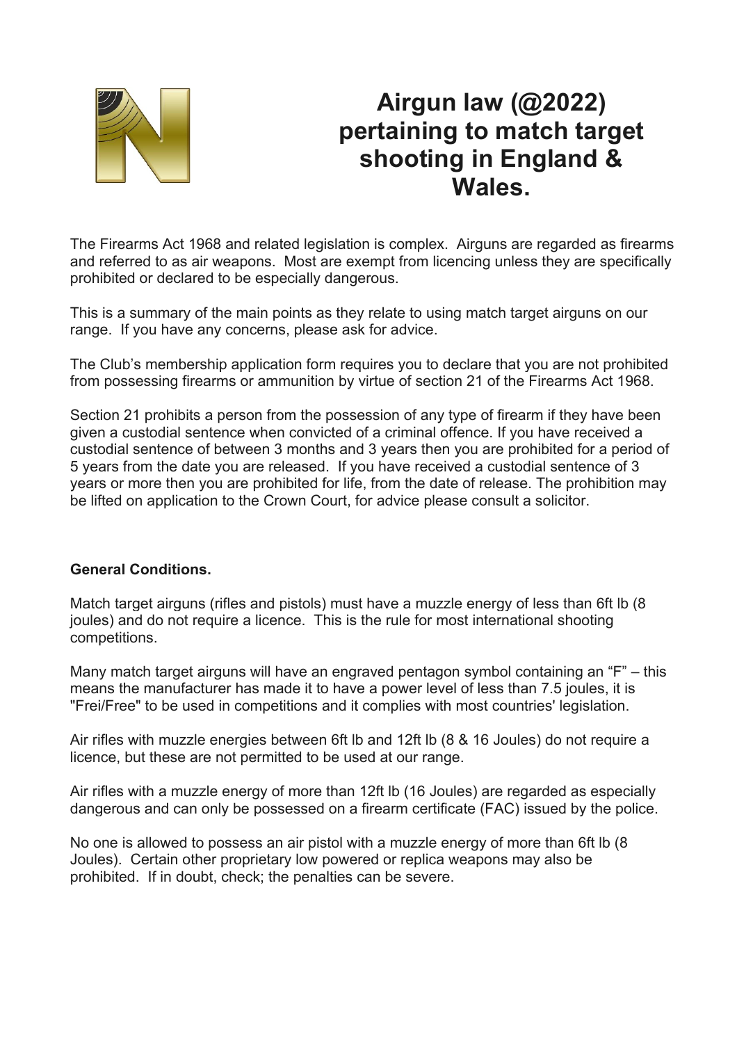# Airgun law (@2022) pertaining to match target shooting in England & Wales.

The Firearms Act 1968 and related legislation is complex. Airguns are regarded as firearms and referred to as air weapons. Most are exempt from licencing unless they are specifically prohibited or declared to be especially dangerous.

This is a summary of the main points as they relate to using match target airguns on our range. If you have any concerns, please ask for advice.

The Club's membership application form requires you to declare that you are not prohibited from possessing firearms or ammunition by virtue of section 21 of the Firearms Act 1968.

Section 21 prohibits a person from the possession of any type of firearm if they have been given a custodial sentence when convicted of a criminal offence. If you have received a custodial sentence of between 3 months and 3 years then you are prohibited for a period of 5 years from the date you are released. If you have received a custodial sentence of 3 years or more then you are prohibited for life, from the date of release. The prohibition may be lifted on application to the Crown Court, for advice please consult a solicitor.

**General Conditions.**

Match target airguns (rifles and pistols) must have a muzzle energy of less than 6ft lb (8 joules) and do not require a licence. This is the rule for most international shooting competitions.

Many match target airguns will have an engraved pentagon symbol containing an "F" – this means the manufacturer has made it to have a power level of less than 7.5 joules, it is "Frei/Free" to be used in competitions and it complies with most countries' legislation.

Air rifles with muzzle energies between 6ft lb and 12ft lb (8 & 16 Joules) do not require a licence, but these are not permitted to be used at our range.

Air rifles with a muzzle energy of more than 12ft lb (16 Joules) are regarded as especially dangerous and can only be possessed on a firearm certificate (FAC) issued by the police.

No one is allowed to possess an air pistol with a muzzle energy of more than 6ft lb (8 Joules). Certain other proprietary low powered or replica weapons may also be prohibited. If in doubt, check; the penalties can be severe.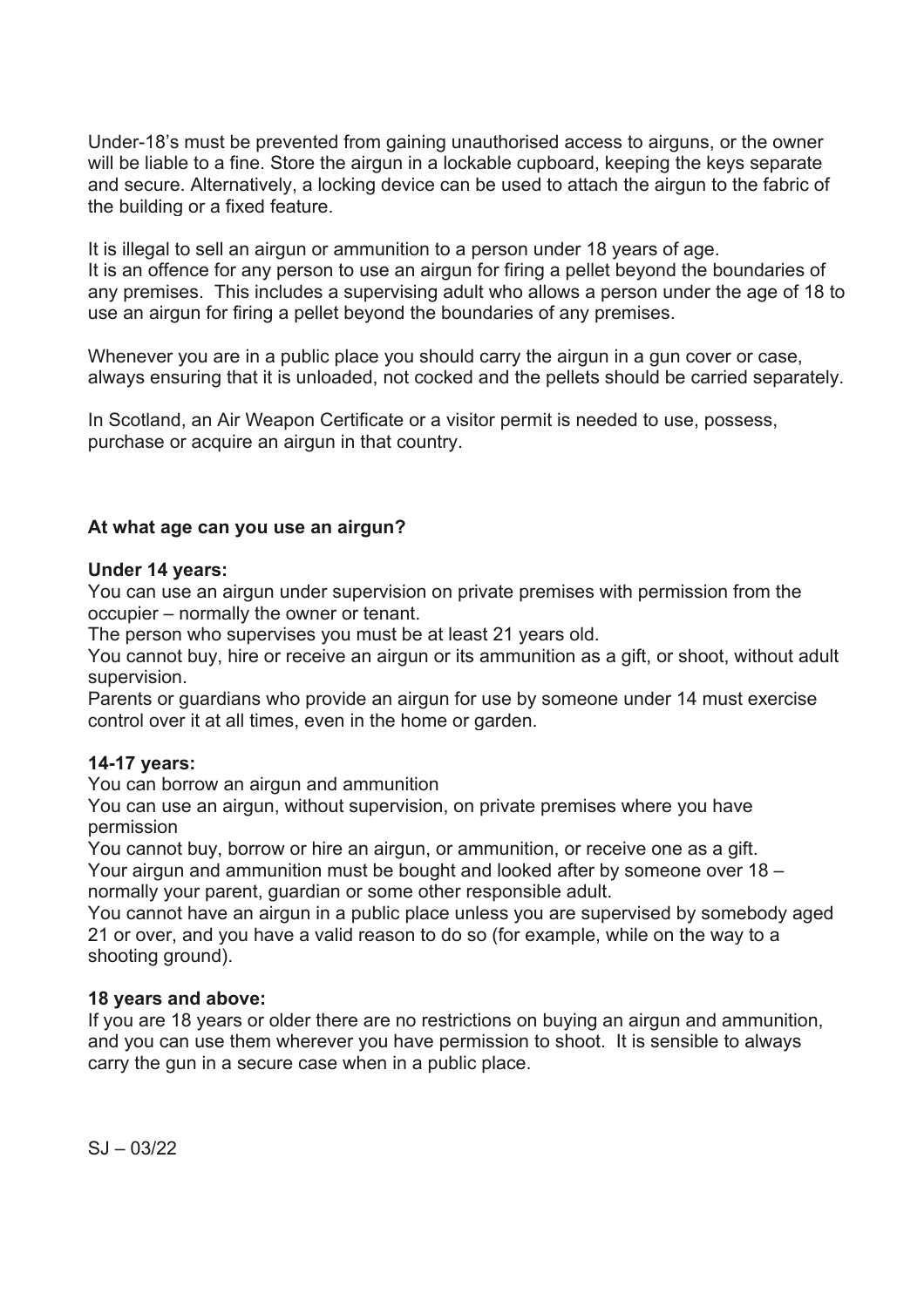Under-18's must be prevented from gaining unauthorised access to airguns, or the owner will be liable to a fine. Store the airgun in a lockable cupboard, keeping the keys separate and secure. Alternatively, a locking device can be used to attach the airgun to the fabric of the building or a fixed feature.

It is illegal to sell an airgun or ammunition to a person under 18 years of age.
It is an offence for any person to use an airgun for firing a pellet beyond the boundaries of any premises. This includes a supervising adult who allows a person under the age of 18 to use an airgun for firing a pellet beyond the boundaries of any premises.

Whenever you are in a public place you should carry the airgun in a gun cover or case, always ensuring that it is unloaded, not cocked and the pellets should be carried separately.

In Scotland, an Air Weapon Certificate or a visitor permit is needed to use, possess, purchase or acquire an airgun in that country.

**At what age can you use an airgun?**

**Under 14 years:**

You can use an airgun under supervision on private premises with permission from the occupier – normally the owner or tenant.
The person who supervises you must be at least 21 years old.
You cannot buy, hire or receive an airgun or its ammunition as a gift, or shoot, without adult supervision.
Parents or guardians who provide an airgun for use by someone under 14 must exercise control over it at all times, even in the home or garden.

**14-17 years:**

You can borrow an airgun and ammunition
You can use an airgun, without supervision, on private premises where you have permission
You cannot buy, borrow or hire an airgun, or ammunition, or receive one as a gift.
Your airgun and ammunition must be bought and looked after by someone over 18 – normally your parent, guardian or some other responsible adult.
You cannot have an airgun in a public place unless you are supervised by somebody aged 21 or over, and you have a valid reason to do so (for example, while on the way to a shooting ground).

**18 years and above:**

If you are 18 years or older there are no restrictions on buying an airgun and ammunition, and you can use them wherever you have permission to shoot. It is sensible to always carry the gun in a secure case when in a public place.

SJ – 03/22